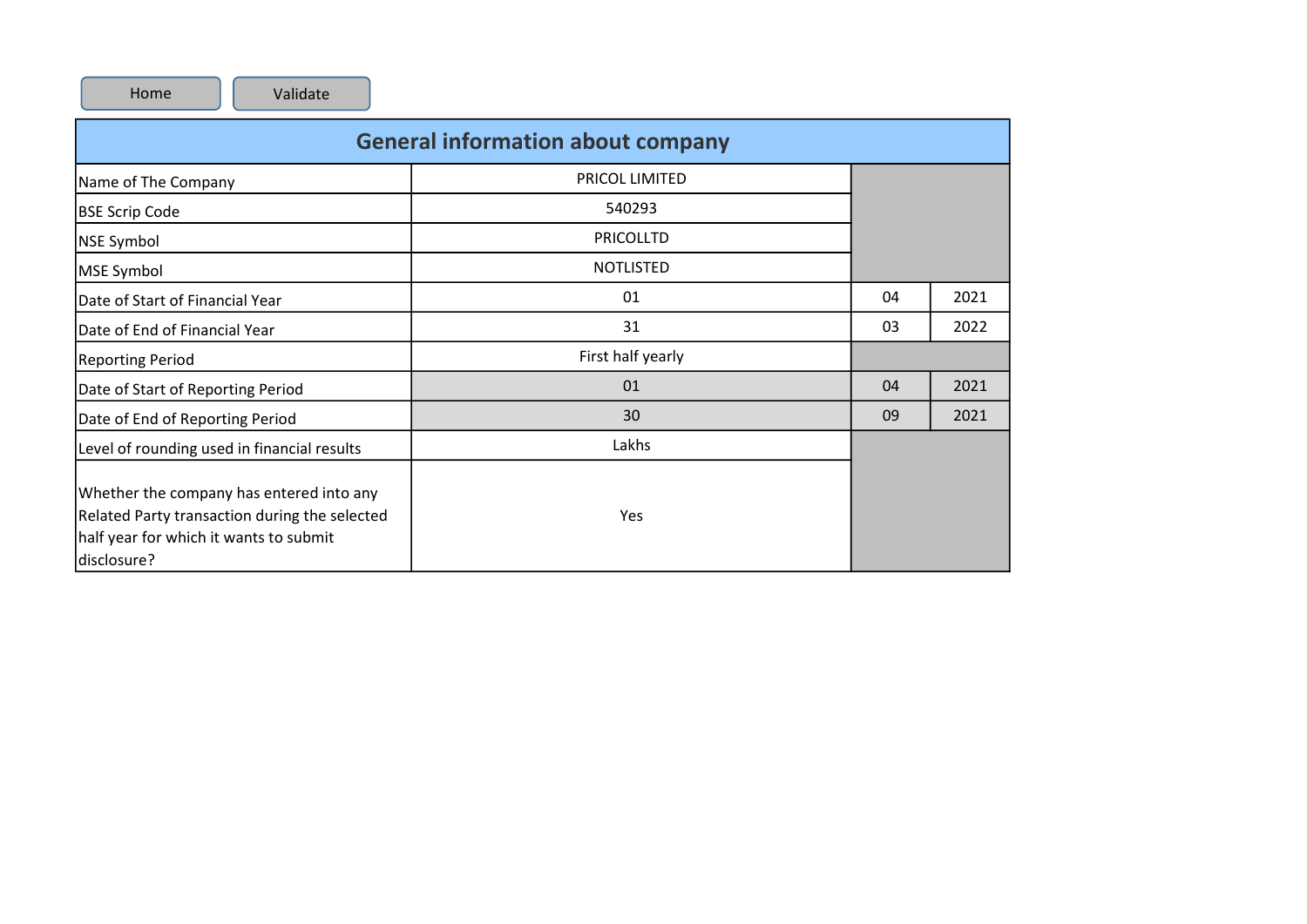Home | Validate

## General information about company

| | | | |
|---|---|---|---|
| Name of The Company | PRICOL LIMITED | | |
| BSE Scrip Code | 540293 | | |
| NSE Symbol | PRICOLLTD | | |
| MSE Symbol | NOTLISTED | | |
| Date of Start of Financial Year | 01 | 04 | 2021 |
| Date of End of Financial Year | 31 | 03 | 2022 |
| Reporting Period | First half yearly | | |
| Date of Start of Reporting Period | 01 | 04 | 2021 |
| Date of End of Reporting Period | 30 | 09 | 2021 |
| Level of rounding used in financial results | Lakhs | | |
| Whether the company has entered into any Related Party transaction during the selected half year for which it wants to submit disclosure? | Yes | | |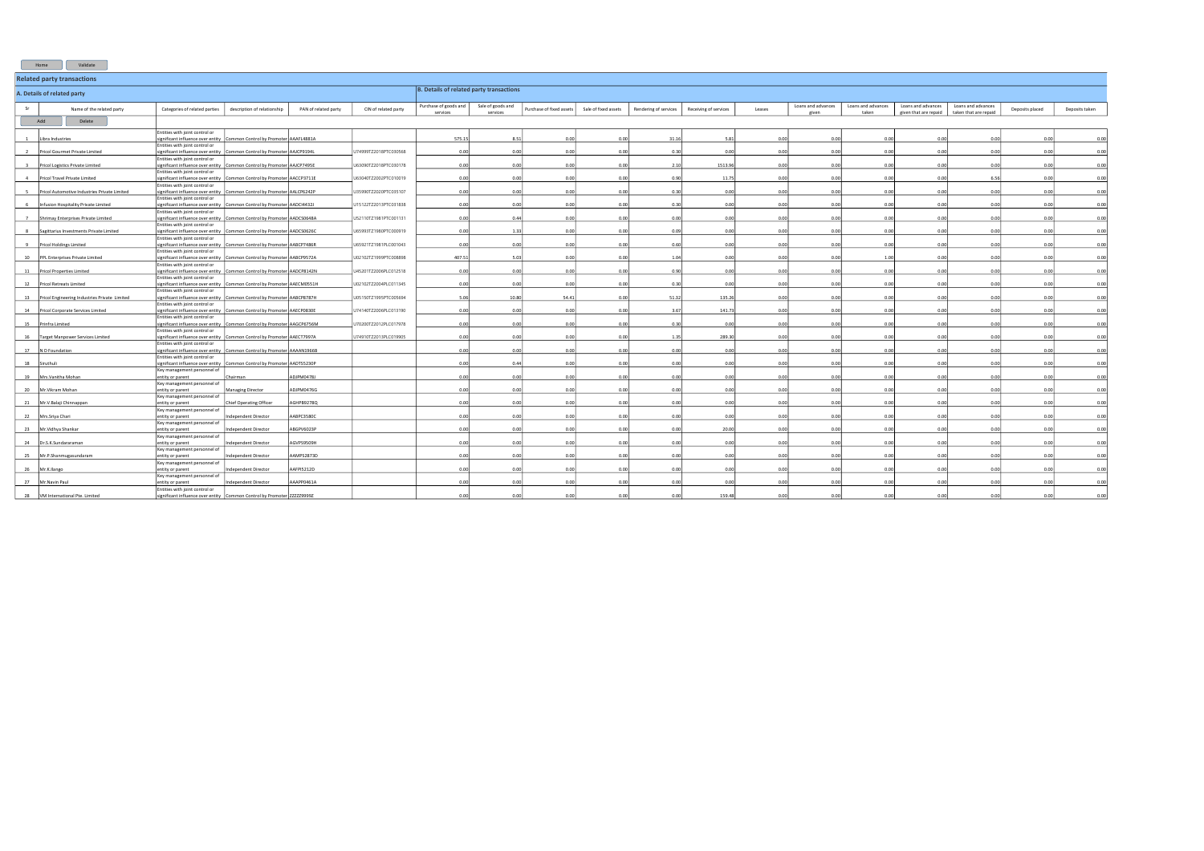Home Validate

## Related party transactions

| A. Details of related party | | | | | B. Details of related party transactions | | | | | | | | | | | | | |
|---|---|---|---|---|---|---|---|---|---|---|---|---|---|---|---|---|---|---|
| Sr | Name of the related party | Categories of related parties | description of relationship | PAN of related party | CIN of related party | Purchase of goods and services | Sale of goods and services | Purchase of fixed assets | Sale of fixed assets | Rendering of services | Receiving of services | Leases | Loans and advances given | Loans and advances taken | Loans and advances given that are repaid | Loans and advances taken that are repaid | Deposits placed | Deposits taken |
| 1 | Libra Industries | Entities with joint control or significant influence over entity | Common Control by Promoter | AAAFL4881A | | 575.15 | 8.51 | 0.00 | 0.00 | 31.16 | 5.81 | 0.00 | 0.00 | 0.00 | 0.00 | 0.00 | 0.00 | 0.00 |
| 2 | Pricol Gourmet Private Limited | Entities with joint control or significant influence over entity | Common Control by Promoter | AAJCP9194L | U74999TZ2018PTC030568 | 0.00 | 0.00 | 0.00 | 0.00 | 0.30 | 0.00 | 0.00 | 0.00 | 0.00 | 0.00 | 0.00 | 0.00 | 0.00 |
| 3 | Pricol Logistics Private Limited | Entities with joint control or significant influence over entity | Common Control by Promoter | AAJCP7495E | U63090TZ2018PTC030178 | 0.00 | 0.00 | 0.00 | 0.00 | 2.10 | 1513.96 | 0.00 | 0.00 | 0.00 | 0.00 | 0.00 | 0.00 | 0.00 |
| 4 | Pricol Travel Private Limited | Entities with joint control or significant influence over entity | Common Control by Promoter | AACCP3711E | U63040TZ2002PTC010019 | 0.00 | 0.00 | 0.00 | 0.00 | 0.90 | 11.75 | 0.00 | 0.00 | 0.00 | 0.00 | 6.56 | 0.00 | 0.00 |
| 5 | Pricol Automotive Industries Private Limited | Entities with joint control or significant influence over entity | Common Control by Promoter | AALCP6242P | U35990TZ2020PTC035107 | 0.00 | 0.00 | 0.00 | 0.00 | 0.30 | 0.00 | 0.00 | 0.00 | 0.00 | 0.00 | 0.00 | 0.00 | 0.00 |
| 6 | Infusion Hospitality Private Limited | Entities with joint control or significant influence over entity | Common Control by Promoter | AADCI4432J | U15122TZ2013PTC031838 | 0.00 | 0.00 | 0.00 | 0.00 | 0.30 | 0.00 | 0.00 | 0.00 | 0.00 | 0.00 | 0.00 | 0.00 | 0.00 |
| 7 | Shrimay Enterprises Private Limited | Entities with joint control or significant influence over entity | Common Control by Promoter | AADCS0648A | U52110TZ1981PTC001131 | 0.00 | 0.44 | 0.00 | 0.00 | 0.00 | 0.00 | 0.00 | 0.00 | 0.00 | 0.00 | 0.00 | 0.00 | 0.00 |
| 8 | Sagittarius Investments Private Limited | Entities with joint control or significant influence over entity | Common Control by Promoter | AADCS0626C | U65993TZ1980PTC000919 | 0.00 | 1.33 | 0.00 | 0.00 | 0.09 | 0.00 | 0.00 | 0.00 | 0.00 | 0.00 | 0.00 | 0.00 | 0.00 |
| 9 | Pricol Holdings Limited | Entities with joint control or significant influence over entity | Common Control by Promoter | AABCP7486R | U65921TZ1987PLC001043 | 0.00 | 0.00 | 0.00 | 0.00 | 0.60 | 0.00 | 0.00 | 0.00 | 0.00 | 0.00 | 0.00 | 0.00 | 0.00 |
| 10 | PPL Enterprises Private Limited | Entities with joint control or significant influence over entity | Common Control by Promoter | AABCP9572A | U02102TZ1999PTC008898 | 407.51 | 5.03 | 0.00 | 0.00 | 1.04 | 0.00 | 0.00 | 0.00 | 1.00 | 0.00 | 0.00 | 0.00 | 0.00 |
| 11 | Pricol Properties Limited | Entities with joint control or significant influence over entity | Common Control by Promoter | AADCP8142N | U45201TZ2006PLC012518 | 0.00 | 0.00 | 0.00 | 0.00 | 0.90 | 0.00 | 0.00 | 0.00 | 0.00 | 0.00 | 0.00 | 0.00 | 0.00 |
| 12 | Pricol Retreats Limited | Entities with joint control or significant influence over entity | Common Control by Promoter | AAECM0551H | U02102TZ2004PLC011345 | 0.00 | 0.00 | 0.00 | 0.00 | 0.30 | 0.00 | 0.00 | 0.00 | 0.00 | 0.00 | 0.00 | 0.00 | 0.00 |
| 13 | Pricol Engineering Industries Private Limited | Entities with joint control or significant influence over entity | Common Control by Promoter | AABCP8787H | U05150TZ1995PTC005694 | 5.06 | 10.80 | 54.41 | 0.00 | 51.32 | 135.26 | 0.00 | 0.00 | 0.00 | 0.00 | 0.00 | 0.00 | 0.00 |
| 14 | Pricol Corporate Services Limited | Entities with joint control or significant influence over entity | Common Control by Promoter | AAECP0830E | U74140TZ2006PLC013190 | 0.00 | 0.00 | 0.00 | 0.00 | 3.67 | 141.73 | 0.00 | 0.00 | 0.00 | 0.00 | 0.00 | 0.00 | 0.00 |
| 15 | Prinfra Limited | Entities with joint control or significant influence over entity | Common Control by Promoter | AAGCP6756M | U70200TZ2012PLC017978 | 0.00 | 0.00 | 0.00 | 0.00 | 0.30 | 0.00 | 0.00 | 0.00 | 0.00 | 0.00 | 0.00 | 0.00 | 0.00 |
| 16 | Target Manpower Services Limited | Entities with joint control or significant influence over entity | Common Control by Promoter | AAECT7997A | U74910TZ2013PLC019905 | 0.00 | 0.00 | 0.00 | 0.00 | 1.35 | 289.30 | 0.00 | 0.00 | 0.00 | 0.00 | 0.00 | 0.00 | 0.00 |
| 17 | N D Foundation | Entities with joint control or significant influence over entity | Common Control by Promoter | AAAAN1966B | | 0.00 | 0.00 | 0.00 | 0.00 | 0.00 | 0.00 | 0.00 | 0.00 | 0.00 | 0.00 | 0.00 | 0.00 | 0.00 |
| 18 | Siruthuli | Entities with joint control or significant influence over entity | Common Control by Promoter | AADTS5230P | | 0.00 | 0.44 | 0.00 | 0.00 | 0.00 | 0.00 | 0.00 | 0.00 | 0.00 | 0.00 | 0.00 | 0.00 | 0.00 |
| 19 | Mrs.Vanitha Mohan | Key management personnel of entity or parent | Chairman | ADJPM0478J | | 0.00 | 0.00 | 0.00 | 0.00 | 0.00 | 0.00 | 0.00 | 0.00 | 0.00 | 0.00 | 0.00 | 0.00 | 0.00 |
| 20 | Mr.Vikram Mohan | Key management personnel of entity or parent | Managing Director | ADJPM0476G | | 0.00 | 0.00 | 0.00 | 0.00 | 0.00 | 0.00 | 0.00 | 0.00 | 0.00 | 0.00 | 0.00 | 0.00 | 0.00 |
| 21 | Mr.V.Balaji Chinnappan | Key management personnel of entity or parent | Chief Operating Officer | AGHPB9278Q | | 0.00 | 0.00 | 0.00 | 0.00 | 0.00 | 0.00 | 0.00 | 0.00 | 0.00 | 0.00 | 0.00 | 0.00 | 0.00 |
| 22 | Mrs.Sriya Chari | Key management personnel of entity or parent | Independent Director | AABPC3580C | | 0.00 | 0.00 | 0.00 | 0.00 | 0.00 | 0.00 | 0.00 | 0.00 | 0.00 | 0.00 | 0.00 | 0.00 | 0.00 |
| 23 | Mr.Vidhya Shankar | Key management personnel of entity or parent | Independent Director | ABGPV6023P | | 0.00 | 0.00 | 0.00 | 0.00 | 0.00 | 20.00 | 0.00 | 0.00 | 0.00 | 0.00 | 0.00 | 0.00 | 0.00 |
| 24 | Dr.S.K.Sundararaman | Key management personnel of entity or parent | Independent Director | AGVPS9509H | | 0.00 | 0.00 | 0.00 | 0.00 | 0.00 | 0.00 | 0.00 | 0.00 | 0.00 | 0.00 | 0.00 | 0.00 | 0.00 |
| 25 | Mr.P.Shanmugasundaram | Key management personnel of entity or parent | Independent Director | AAMPS2873D | | 0.00 | 0.00 | 0.00 | 0.00 | 0.00 | 0.00 | 0.00 | 0.00 | 0.00 | 0.00 | 0.00 | 0.00 | 0.00 |
| 26 | Mr.K.Ilango | Key management personnel of entity or parent | Independent Director | AAFPI5212D | | 0.00 | 0.00 | 0.00 | 0.00 | 0.00 | 0.00 | 0.00 | 0.00 | 0.00 | 0.00 | 0.00 | 0.00 | 0.00 |
| 27 | Mr.Navin Paul | Key management personnel of entity or parent | Independent Director | AAAPP0461A | | 0.00 | 0.00 | 0.00 | 0.00 | 0.00 | 0.00 | 0.00 | 0.00 | 0.00 | 0.00 | 0.00 | 0.00 | 0.00 |
| 28 | VM International Pte. Limited | Entities with joint control or significant influence over entity | Common Control by Promoter | ZZZZZ9999Z | | 0.00 | 0.00 | 0.00 | 0.00 | 0.00 | 159.48 | 0.00 | 0.00 | 0.00 | 0.00 | 0.00 | 0.00 | 0.00 |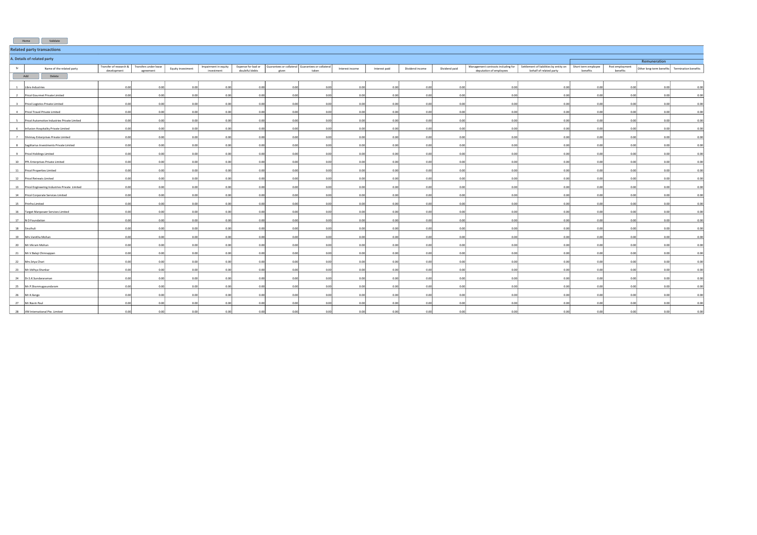Home Validate

## Related party transactions

### A. Details of related party

| Sr | Name of the related party | Transfer of research & development | Transfers under lease agreement | Equity investment | Impairment in equity investment | Expense for bad or doubtful debts | Guarantees or collateral given | Guarantees or collateral taken | Interest income | Interest paid | Dividend income | Dividend paid | Management contracts including for deputation of employees | Settlement of liabilities by entity on behalf of related party | Remuneration | | | |
|---|---|---|---|---|---|---|---|---|---|---|---|---|---|---|---|---|---|---|
| | | | | | | | | | | | | | | | Short term employee benefits | Post employment benefits | Other long-term benefits | Termination benefits |
| 1 | Libra Industries | 0.00 | 0.00 | 0.00 | 0.00 | 0.00 | 0.00 | 0.00 | 0.00 | 0.00 | 0.00 | 0.00 | 0.00 | 0.00 | 0.00 | 0.00 | 0.00 | 0.00 |
| 2 | Pricol Gourmet Private Limited | 0.00 | 0.00 | 0.00 | 0.00 | 0.00 | 0.00 | 0.00 | 0.00 | 0.00 | 0.00 | 0.00 | 0.00 | 0.00 | 0.00 | 0.00 | 0.00 | 0.00 |
| 3 | Pricol Logistics Private Limited | 0.00 | 0.00 | 0.00 | 0.00 | 0.00 | 0.00 | 0.00 | 0.00 | 0.00 | 0.00 | 0.00 | 0.00 | 0.00 | 0.00 | 0.00 | 0.00 | 0.00 |
| 4 | Pricol Travel Private Limited | 0.00 | 0.00 | 0.00 | 0.00 | 0.00 | 0.00 | 0.00 | 0.00 | 0.00 | 0.00 | 0.00 | 0.00 | 0.00 | 0.00 | 0.00 | 0.00 | 0.00 |
| 5 | Pricol Automotive Industries Private Limited | 0.00 | 0.00 | 0.00 | 0.00 | 0.00 | 0.00 | 0.00 | 0.00 | 0.00 | 0.00 | 0.00 | 0.00 | 0.00 | 0.00 | 0.00 | 0.00 | 0.00 |
| 6 | Infusion Hospitality Private Limited | 0.00 | 0.00 | 0.00 | 0.00 | 0.00 | 0.00 | 0.00 | 0.00 | 0.00 | 0.00 | 0.00 | 0.00 | 0.00 | 0.00 | 0.00 | 0.00 | 0.00 |
| 7 | Shrimay Enterprises Private Limited | 0.00 | 0.00 | 0.00 | 0.00 | 0.00 | 0.00 | 0.00 | 0.00 | 0.00 | 0.00 | 0.00 | 0.00 | 0.00 | 0.00 | 0.00 | 0.00 | 0.00 |
| 8 | Sagittarius Investments Private Limited | 0.00 | 0.00 | 0.00 | 0.00 | 0.00 | 0.00 | 0.00 | 0.00 | 0.00 | 0.00 | 0.00 | 0.00 | 0.00 | 0.00 | 0.00 | 0.00 | 0.00 |
| 9 | Pricol Holdings Limited | 0.00 | 0.00 | 0.00 | 0.00 | 0.00 | 0.00 | 0.00 | 0.00 | 0.00 | 0.00 | 0.00 | 0.00 | 0.00 | 0.00 | 0.00 | 0.00 | 0.00 |
| 10 | PPL Enterprises Private Limited | 0.00 | 0.00 | 0.00 | 0.00 | 0.00 | 0.00 | 0.00 | 0.00 | 0.00 | 0.00 | 0.00 | 0.00 | 0.00 | 0.00 | 0.00 | 0.00 | 0.00 |
| 11 | Pricol Properties Limited | 0.00 | 0.00 | 0.00 | 0.00 | 0.00 | 0.00 | 0.00 | 0.00 | 0.00 | 0.00 | 0.00 | 0.00 | 0.00 | 0.00 | 0.00 | 0.00 | 0.00 |
| 12 | Pricol Retreats Limited | 0.00 | 0.00 | 0.00 | 0.00 | 0.00 | 0.00 | 0.00 | 0.00 | 0.00 | 0.00 | 0.00 | 0.00 | 0.00 | 0.00 | 0.00 | 0.00 | 0.00 |
| 13 | Pricol Engineering Industries Private Limited | 0.00 | 0.00 | 0.00 | 0.00 | 0.00 | 0.00 | 0.00 | 0.00 | 0.00 | 0.00 | 0.00 | 0.00 | 0.00 | 0.00 | 0.00 | 0.00 | 0.00 |
| 14 | Pricol Corporate Services Limited | 0.00 | 0.00 | 0.00 | 0.00 | 0.00 | 0.00 | 0.00 | 0.00 | 0.00 | 0.00 | 0.00 | 0.00 | 0.00 | 0.00 | 0.00 | 0.00 | 0.00 |
| 15 | Prinfra Limited | 0.00 | 0.00 | 0.00 | 0.00 | 0.00 | 0.00 | 0.00 | 0.00 | 0.00 | 0.00 | 0.00 | 0.00 | 0.00 | 0.00 | 0.00 | 0.00 | 0.00 |
| 16 | Target Manpower Services Limited | 0.00 | 0.00 | 0.00 | 0.00 | 0.00 | 0.00 | 0.00 | 0.00 | 0.00 | 0.00 | 0.00 | 0.00 | 0.00 | 0.00 | 0.00 | 0.00 | 0.00 |
| 17 | N D Foundation | 0.00 | 0.00 | 0.00 | 0.00 | 0.00 | 0.00 | 0.00 | 0.00 | 0.00 | 0.00 | 0.00 | 0.00 | 0.00 | 0.00 | 0.00 | 0.00 | 0.00 |
| 18 | Siruthuli | 0.00 | 0.00 | 0.00 | 0.00 | 0.00 | 0.00 | 0.00 | 0.00 | 0.00 | 0.00 | 0.00 | 0.00 | 0.00 | 0.00 | 0.00 | 0.00 | 0.00 |
| 19 | Mrs.Vanitha Mohan | 0.00 | 0.00 | 0.00 | 0.00 | 0.00 | 0.00 | 0.00 | 0.00 | 0.00 | 0.00 | 0.00 | 0.00 | 0.00 | 0.00 | 0.00 | 0.00 | 0.00 |
| 20 | Mr.Vikram Mohan | 0.00 | 0.00 | 0.00 | 0.00 | 0.00 | 0.00 | 0.00 | 0.00 | 0.00 | 0.00 | 0.00 | 0.00 | 0.00 | 0.00 | 0.00 | 0.00 | 0.00 |
| 21 | Mr.V.Balaji Chinnappan | 0.00 | 0.00 | 0.00 | 0.00 | 0.00 | 0.00 | 0.00 | 0.00 | 0.00 | 0.00 | 0.00 | 0.00 | 0.00 | 0.00 | 0.00 | 0.00 | 0.00 |
| 22 | Mrs.Sriya Chari | 0.00 | 0.00 | 0.00 | 0.00 | 0.00 | 0.00 | 0.00 | 0.00 | 0.00 | 0.00 | 0.00 | 0.00 | 0.00 | 0.00 | 0.00 | 0.00 | 0.00 |
| 23 | Mr.Vidhya Shankar | 0.00 | 0.00 | 0.00 | 0.00 | 0.00 | 0.00 | 0.00 | 0.00 | 0.00 | 0.00 | 0.00 | 0.00 | 0.00 | 0.00 | 0.00 | 0.00 | 0.00 |
| 24 | Dr.S.K.Sundararaman | 0.00 | 0.00 | 0.00 | 0.00 | 0.00 | 0.00 | 0.00 | 0.00 | 0.00 | 0.00 | 0.00 | 0.00 | 0.00 | 0.00 | 0.00 | 0.00 | 0.00 |
| 25 | Mr.P.Shanmugasundaram | 0.00 | 0.00 | 0.00 | 0.00 | 0.00 | 0.00 | 0.00 | 0.00 | 0.00 | 0.00 | 0.00 | 0.00 | 0.00 | 0.00 | 0.00 | 0.00 | 0.00 |
| 26 | Mr.K.Ilango | 0.00 | 0.00 | 0.00 | 0.00 | 0.00 | 0.00 | 0.00 | 0.00 | 0.00 | 0.00 | 0.00 | 0.00 | 0.00 | 0.00 | 0.00 | 0.00 | 0.00 |
| 27 | Mr.Navin Paul | 0.00 | 0.00 | 0.00 | 0.00 | 0.00 | 0.00 | 0.00 | 0.00 | 0.00 | 0.00 | 0.00 | 0.00 | 0.00 | 0.00 | 0.00 | 0.00 | 0.00 |
| 28 | VM International Pte. Limited | 0.00 | 0.00 | 0.00 | 0.00 | 0.00 | 0.00 | 0.00 | 0.00 | 0.00 | 0.00 | 0.00 | 0.00 | 0.00 | 0.00 | 0.00 | 0.00 | 0.00 |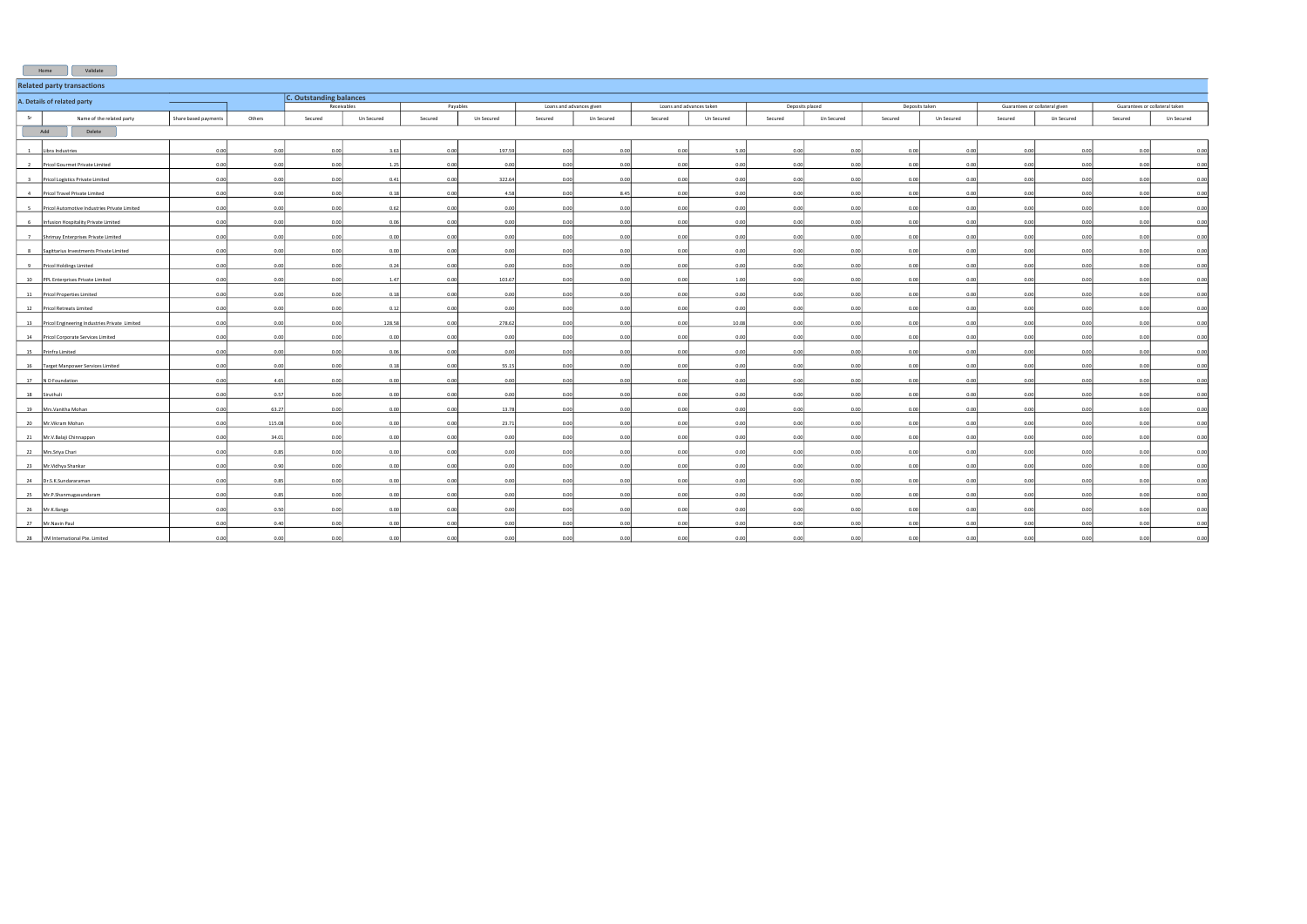Home Validate

## Related party transactions

| A. Details of related party | | | | C. Outstanding balances | | | | | | | | | | | | | | | | | |
|---|---|---|---|---|---|---|---|---|---|---|---|---|---|---|---|---|---|---|---|---|---|
| | | | | Receivables | | Payables | | Loans and advances given | | Loans and advances taken | | Deposits placed | | Deposits taken | | Guarantees or collateral given | | Guarantees or collateral taken | |
| Sr | Name of the related party | Share based payments | Others | Secured | Un Secured | Secured | Un Secured | Secured | Un Secured | Secured | Un Secured | Secured | Un Secured | Secured | Un Secured | Secured | Un Secured | Secured | Un Secured |
| 1 | Libra Industries | 0.00 | 0.00 | 0.00 | 3.63 | 0.00 | 197.59 | 0.00 | 0.00 | 0.00 | 5.00 | 0.00 | 0.00 | 0.00 | 0.00 | 0.00 | 0.00 | 0.00 | 0.00 |
| 2 | Pricol Gourmet Private Limited | 0.00 | 0.00 | 0.00 | 1.25 | 0.00 | 0.00 | 0.00 | 0.00 | 0.00 | 0.00 | 0.00 | 0.00 | 0.00 | 0.00 | 0.00 | 0.00 | 0.00 | 0.00 |
| 3 | Pricol Logistics Private Limited | 0.00 | 0.00 | 0.00 | 0.41 | 0.00 | 322.64 | 0.00 | 0.00 | 0.00 | 0.00 | 0.00 | 0.00 | 0.00 | 0.00 | 0.00 | 0.00 | 0.00 | 0.00 |
| 4 | Pricol Travel Private Limited | 0.00 | 0.00 | 0.00 | 0.18 | 0.00 | 4.58 | 0.00 | 8.45 | 0.00 | 0.00 | 0.00 | 0.00 | 0.00 | 0.00 | 0.00 | 0.00 | 0.00 | 0.00 |
| 5 | Pricol Automotive Industries Private Limited | 0.00 | 0.00 | 0.00 | 0.62 | 0.00 | 0.00 | 0.00 | 0.00 | 0.00 | 0.00 | 0.00 | 0.00 | 0.00 | 0.00 | 0.00 | 0.00 | 0.00 | 0.00 |
| 6 | Infusion Hospitality Private Limited | 0.00 | 0.00 | 0.00 | 0.06 | 0.00 | 0.00 | 0.00 | 0.00 | 0.00 | 0.00 | 0.00 | 0.00 | 0.00 | 0.00 | 0.00 | 0.00 | 0.00 | 0.00 |
| 7 | Shrimay Enterprises Private Limited | 0.00 | 0.00 | 0.00 | 0.00 | 0.00 | 0.00 | 0.00 | 0.00 | 0.00 | 0.00 | 0.00 | 0.00 | 0.00 | 0.00 | 0.00 | 0.00 | 0.00 | 0.00 |
| 8 | Sagittarius Investments Private Limited | 0.00 | 0.00 | 0.00 | 0.00 | 0.00 | 0.00 | 0.00 | 0.00 | 0.00 | 0.00 | 0.00 | 0.00 | 0.00 | 0.00 | 0.00 | 0.00 | 0.00 | 0.00 |
| 9 | Pricol Holdings Limited | 0.00 | 0.00 | 0.00 | 0.24 | 0.00 | 0.00 | 0.00 | 0.00 | 0.00 | 0.00 | 0.00 | 0.00 | 0.00 | 0.00 | 0.00 | 0.00 | 0.00 | 0.00 |
| 10 | PPL Enterprises Private Limited | 0.00 | 0.00 | 0.00 | 1.47 | 0.00 | 103.67 | 0.00 | 0.00 | 0.00 | 1.00 | 0.00 | 0.00 | 0.00 | 0.00 | 0.00 | 0.00 | 0.00 | 0.00 |
| 11 | Pricol Properties Limited | 0.00 | 0.00 | 0.00 | 0.18 | 0.00 | 0.00 | 0.00 | 0.00 | 0.00 | 0.00 | 0.00 | 0.00 | 0.00 | 0.00 | 0.00 | 0.00 | 0.00 | 0.00 |
| 12 | Pricol Retreats Limited | 0.00 | 0.00 | 0.00 | 0.12 | 0.00 | 0.00 | 0.00 | 0.00 | 0.00 | 0.00 | 0.00 | 0.00 | 0.00 | 0.00 | 0.00 | 0.00 | 0.00 | 0.00 |
| 13 | Pricol Engineering Industries Private Limited | 0.00 | 0.00 | 0.00 | 128.58 | 0.00 | 278.62 | 0.00 | 0.00 | 0.00 | 10.08 | 0.00 | 0.00 | 0.00 | 0.00 | 0.00 | 0.00 | 0.00 | 0.00 |
| 14 | Pricol Corporate Services Limited | 0.00 | 0.00 | 0.00 | 0.00 | 0.00 | 0.00 | 0.00 | 0.00 | 0.00 | 0.00 | 0.00 | 0.00 | 0.00 | 0.00 | 0.00 | 0.00 | 0.00 | 0.00 |
| 15 | Prinfra Limited | 0.00 | 0.00 | 0.00 | 0.06 | 0.00 | 0.00 | 0.00 | 0.00 | 0.00 | 0.00 | 0.00 | 0.00 | 0.00 | 0.00 | 0.00 | 0.00 | 0.00 | 0.00 |
| 16 | Target Manpower Services Limited | 0.00 | 0.00 | 0.00 | 0.18 | 0.00 | 55.15 | 0.00 | 0.00 | 0.00 | 0.00 | 0.00 | 0.00 | 0.00 | 0.00 | 0.00 | 0.00 | 0.00 | 0.00 |
| 17 | N D Foundation | 0.00 | 4.65 | 0.00 | 0.00 | 0.00 | 0.00 | 0.00 | 0.00 | 0.00 | 0.00 | 0.00 | 0.00 | 0.00 | 0.00 | 0.00 | 0.00 | 0.00 | 0.00 |
| 18 | Siruthuli | 0.00 | 0.57 | 0.00 | 0.00 | 0.00 | 0.00 | 0.00 | 0.00 | 0.00 | 0.00 | 0.00 | 0.00 | 0.00 | 0.00 | 0.00 | 0.00 | 0.00 | 0.00 |
| 19 | Mrs.Vanitha Mohan | 0.00 | 61.27 | 0.00 | 0.00 | 0.00 | 13.78 | 0.00 | 0.00 | 0.00 | 0.00 | 0.00 | 0.00 | 0.00 | 0.00 | 0.00 | 0.00 | 0.00 | 0.00 |
| 20 | Mr.Vikram Mohan | 0.00 | 115.08 | 0.00 | 0.00 | 0.00 | 23.71 | 0.00 | 0.00 | 0.00 | 0.00 | 0.00 | 0.00 | 0.00 | 0.00 | 0.00 | 0.00 | 0.00 | 0.00 |
| 21 | Mr.V.Balaji Chinnappan | 0.00 | 34.01 | 0.00 | 0.00 | 0.00 | 0.00 | 0.00 | 0.00 | 0.00 | 0.00 | 0.00 | 0.00 | 0.00 | 0.00 | 0.00 | 0.00 | 0.00 | 0.00 |
| 22 | Mrs.Sriya Chari | 0.00 | 0.85 | 0.00 | 0.00 | 0.00 | 0.00 | 0.00 | 0.00 | 0.00 | 0.00 | 0.00 | 0.00 | 0.00 | 0.00 | 0.00 | 0.00 | 0.00 | 0.00 |
| 23 | Mr.Vidhya Shankar | 0.00 | 0.90 | 0.00 | 0.00 | 0.00 | 0.00 | 0.00 | 0.00 | 0.00 | 0.00 | 0.00 | 0.00 | 0.00 | 0.00 | 0.00 | 0.00 | 0.00 | 0.00 |
| 24 | Dr.S.K.Sundararaman | 0.00 | 0.85 | 0.00 | 0.00 | 0.00 | 0.00 | 0.00 | 0.00 | 0.00 | 0.00 | 0.00 | 0.00 | 0.00 | 0.00 | 0.00 | 0.00 | 0.00 | 0.00 |
| 25 | Mr.P.Shanmugasundaram | 0.00 | 0.85 | 0.00 | 0.00 | 0.00 | 0.00 | 0.00 | 0.00 | 0.00 | 0.00 | 0.00 | 0.00 | 0.00 | 0.00 | 0.00 | 0.00 | 0.00 | 0.00 |
| 26 | Mr.K.Ilango | 0.00 | 0.50 | 0.00 | 0.00 | 0.00 | 0.00 | 0.00 | 0.00 | 0.00 | 0.00 | 0.00 | 0.00 | 0.00 | 0.00 | 0.00 | 0.00 | 0.00 | 0.00 |
| 27 | Mr.Navin Paul | 0.00 | 0.40 | 0.00 | 0.00 | 0.00 | 0.00 | 0.00 | 0.00 | 0.00 | 0.00 | 0.00 | 0.00 | 0.00 | 0.00 | 0.00 | 0.00 | 0.00 | 0.00 |
| 28 | VM International Pte. Limited | 0.00 | 0.00 | 0.00 | 0.00 | 0.00 | 0.00 | 0.00 | 0.00 | 0.00 | 0.00 | 0.00 | 0.00 | 0.00 | 0.00 | 0.00 | 0.00 | 0.00 | 0.00 |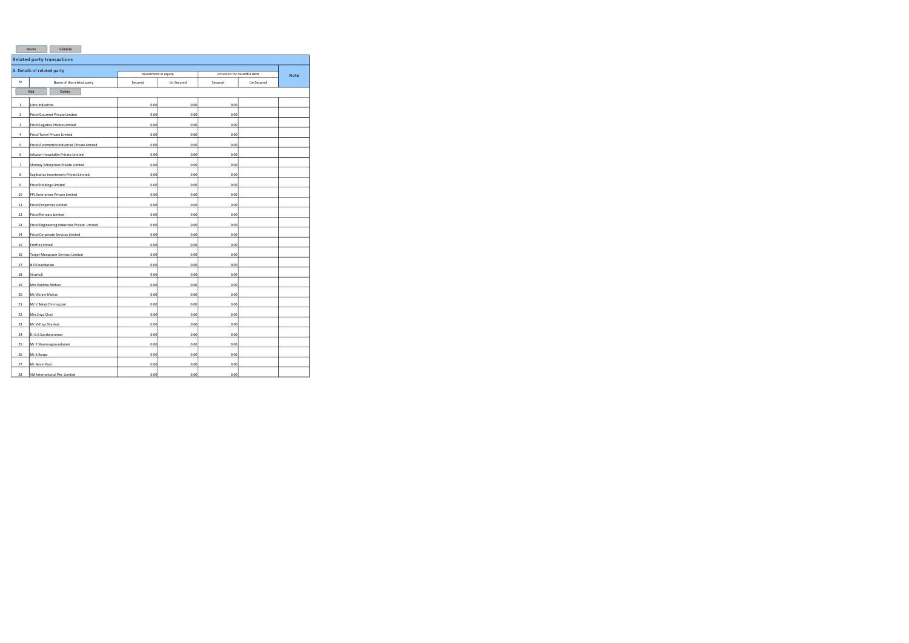Home Validate

## Related party transactions

| A. Details of related party | | Investment in equity | | Provision for doubtful debt | | Note |
|---|---|---|---|---|---|---|
| Sr | Name of the related party | Secured | Un Secured | Secured | Un Secured | |
| Add Delete | | | | | | |
| 1 | Libra Industries | 0.00 | 0.00 | 0.00 | | |
| 2 | Pricol Gourmet Private Limited | 0.00 | 0.00 | 0.00 | | |
| 3 | Pricol Logistics Private Limited | 0.00 | 0.00 | 0.00 | | |
| 4 | Pricol Travel Private Limited | 0.00 | 0.00 | 0.00 | | |
| 5 | Pricol Automotive Industries Private Limited | 0.00 | 0.00 | 0.00 | | |
| 6 | Infusion Hospitality Private Limited | 0.00 | 0.00 | 0.00 | | |
| 7 | Shrimay Enterprises Private Limited | 0.00 | 0.00 | 0.00 | | |
| 8 | Sagittarius Investments Private Limited | 0.00 | 0.00 | 0.00 | | |
| 9 | Pricol Holdings Limited | 0.00 | 0.00 | 0.00 | | |
| 10 | PPL Enterprises Private Limited | 0.00 | 0.00 | 0.00 | | |
| 11 | Pricol Properties Limited | 0.00 | 0.00 | 0.00 | | |
| 12 | Pricol Retreats Limited | 0.00 | 0.00 | 0.00 | | |
| 13 | Pricol Engineering Industries Private Limited | 0.00 | 0.00 | 0.00 | | |
| 14 | Pricol Corporate Services Limited | 0.00 | 0.00 | 0.00 | | |
| 15 | Prinfra Limited | 0.00 | 0.00 | 0.00 | | |
| 16 | Target Manpower Services Limited | 0.00 | 0.00 | 0.00 | | |
| 17 | N D Foundation | 0.00 | 0.00 | 0.00 | | |
| 18 | Siruthuli | 0.00 | 0.00 | 0.00 | | |
| 19 | Mrs.Vanitha Mohan | 0.00 | 0.00 | 0.00 | | |
| 20 | Mr.Vikram Mohan | 0.00 | 0.00 | 0.00 | | |
| 21 | Mr.V.Balaji Chinnappan | 0.00 | 0.00 | 0.00 | | |
| 22 | Mrs.Sriya Chari | 0.00 | 0.00 | 0.00 | | |
| 23 | Mr.Vidhya Shankar | 0.00 | 0.00 | 0.00 | | |
| 24 | Dr.S.K.Sundararaman | 0.00 | 0.00 | 0.00 | | |
| 25 | Mr.P.Shanmugasundaram | 0.00 | 0.00 | 0.00 | | |
| 26 | Mr.K.Ilango | 0.00 | 0.00 | 0.00 | | |
| 27 | Mr.Navin Paul | 0.00 | 0.00 | 0.00 | | |
| 28 | VM International Pte. Limited | 0.00 | 0.00 | 0.00 | | |